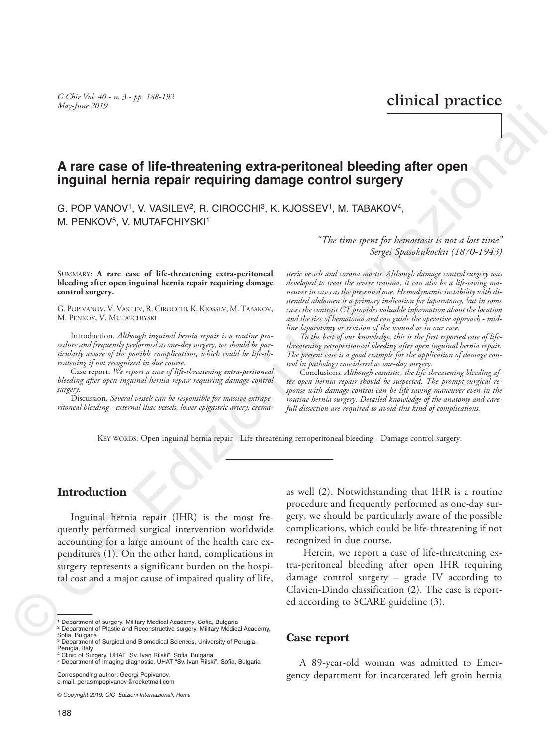clinical practice

# A rare case of life-threatening extra-peritoneal bleeding after open inguinal hernia repair requiring damage control surgery

G. POPIVANOV[1], V. VASILEV[2], R. CIROCCHI[3], K. KJOSSEV[1], M. TABAKOV[4], M. PENKOV[5], V. MUTAFCHIYSKI[1]

*"The time spent for hemostasis is not a lost time"*
*Sergei Spasokukockii (1870-1943)*

SUMMARY: **A rare case of life-threatening extra-peritoneal bleeding after open inguinal hernia repair requiring damage control surgery.**

G. POPIVANOV, V. VASILEV, R. CIROCCHI, K. KJOSSEV, M. TABAKOV, M. PENKOV, V. MUTAFCHIYSKI

Introduction. *Although inguinal hernia repair is a routine procedure and frequently performed as one-day surgery, we should be particularly aware of the possible complications, which could be life-threatening if not recognized in due course.*

Case report. *We report a case of life-threatening extra-peritoneal bleeding after open inguinal hernia repair requiring damage control surgery.*

Discussion. *Several vessels can be responsible for massive extraperitoneal bleeding - external iliac vessels, lower epigastric artery, cremasteric vessels and corona mortis. Although damage control surgery was developed to treat the severe trauma, it can also be a life-saving maneuver in cases as the presented one. Hemodynamic instability with distended abdomen is a primary indication for laparotomy, but in some cases the contrast CT provides valuable information about the location and the size of hematoma and can guide the operative approach - midline laparotomy or revision of the wound as in our case.*

*To the best of our knowledge, this is the first reported case of life-threatening retroperitoneal bleeding after open inguinal hernia repair. The present case is a good example for the application of damage control in pathology considered as one-day surgery.*

Conclusions. *Although casuistic, the life-threatening bleeding after open hernia repair should be suspected. The prompt surgical response with damage control can be life-saving maneuver even in the routine hernia surgery. Detailed knowledge of the anatomy and carefull dissection are required to avoid this kind of complications.*

KEY WORDS: Open inguinal hernia repair - Life-threatening retroperitoneal bleeding - Damage control surgery.

## Introduction

Inguinal hernia repair (IHR) is the most frequently performed surgical intervention worldwide accounting for a large amount of the health care expenditures (1). On the other hand, complications in surgery represents a significant burden on the hospital cost and a major cause of impaired quality of life, as well (2). Notwithstanding that IHR is a routine procedure and frequently performed as one-day surgery, we should be particularly aware of the possible complications, which could be life-threatening if not recognized in due course.

Herein, we report a case of life-threatening extra-peritoneal bleeding after open IHR requiring damage control surgery – grade IV according to Clavien-Dindo classification (2). The case is reported according to SCARE guideline (3).

## Case report

A 89-year-old woman was admitted to Emergency department for incarcerated left groin hernia

---

[1] Department of surgery, Military Medical Academy, Sofia, Bulgaria
[2] Department of Plastic and Reconstructive surgery, Military Medical Academy, Sofia, Bulgaria
[3] Department of Surgical and Biomedical Sciences, University of Perugia, Perugia, Italy
[4] Clinic of Surgery, UHAT "Sv. Ivan Rilski", Sofia, Bulgaria
[5] Department of Imaging diagnostic, UHAT "Sv. Ivan Rilski", Sofia, Bulgaria

Corresponding author: Georgi Popivanov, e-mail: gerasimpopivanov@rocketmail.com

© Copyright 2019, CIC Edizioni Internazionali, Roma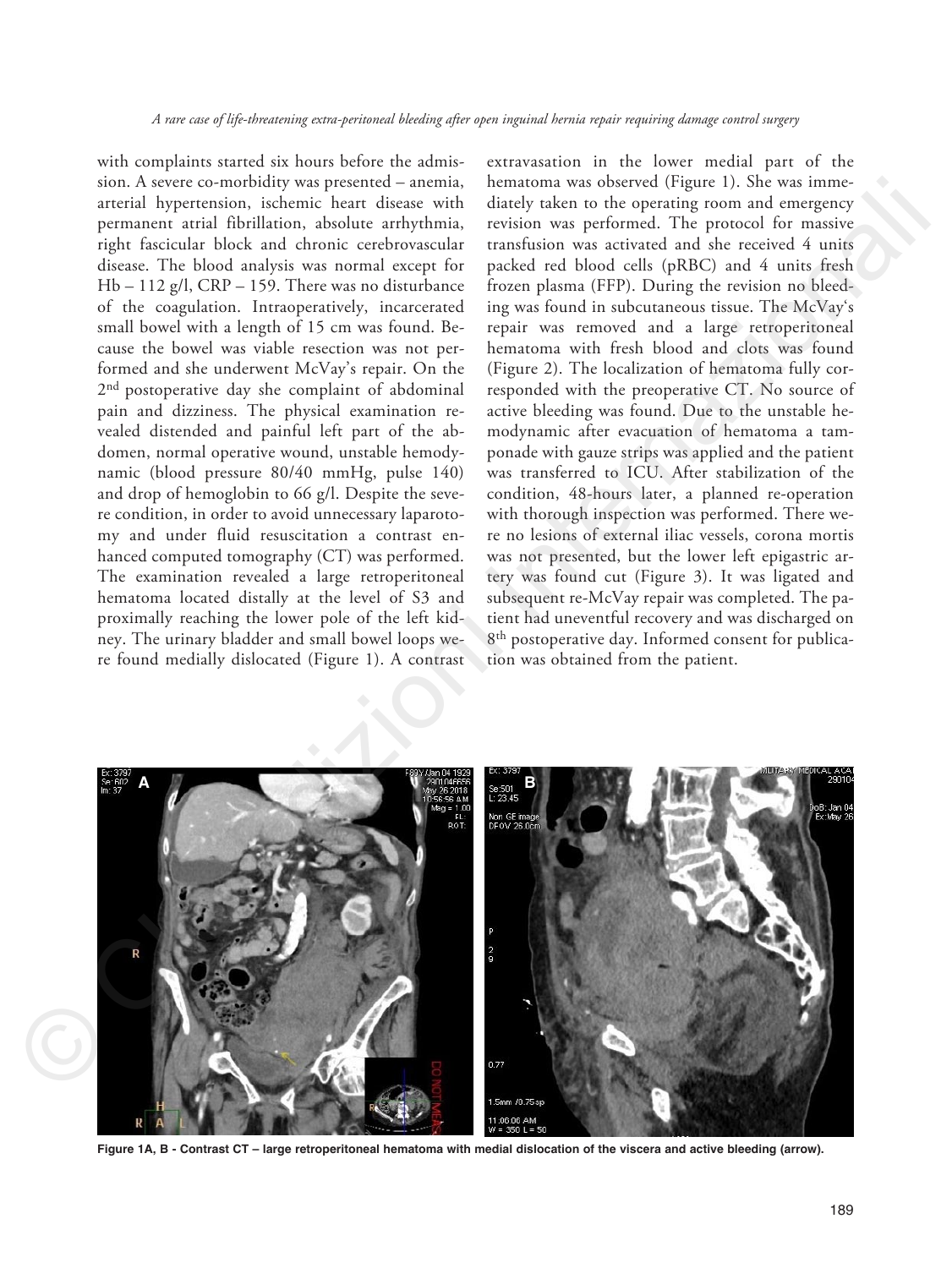with complaints started six hours before the admission. A severe co-morbidity was presented – anemia, arterial hypertension, ischemic heart disease with permanent atrial fibrillation, absolute arrhythmia, right fascicular block and chronic cerebrovascular disease. The blood analysis was normal except for Hb – 112 g/l, CRP – 159. There was no disturbance of the coagulation. Intraoperatively, incarcerated small bowel with a length of 15 cm was found. Because the bowel was viable resection was not performed and she underwent McVay's repair. On the 2nd postoperative day she complaint of abdominal pain and dizziness. The physical examination revealed distended and painful left part of the abdomen, normal operative wound, unstable hemodynamic (blood pressure 80/40 mmHg, pulse 140) and drop of hemoglobin to 66 g/l. Despite the severe condition, in order to avoid unnecessary laparotomy and under fluid resuscitation a contrast enhanced computed tomography (CT) was performed. The examination revealed a large retroperitoneal hematoma located distally at the level of S3 and proximally reaching the lower pole of the left kidney. The urinary bladder and small bowel loops were found medially dislocated (Figure 1). A contrast extravasation in the lower medial part of the hematoma was observed (Figure 1). She was immediately taken to the operating room and emergency revision was performed. The protocol for massive transfusion was activated and she received 4 units packed red blood cells (pRBC) and 4 units fresh frozen plasma (FFP). During the revision no bleeding was found in subcutaneous tissue. The McVay's repair was removed and a large retroperitoneal hematoma with fresh blood and clots was found (Figure 2). The localization of hematoma fully corresponded with the preoperative CT. No source of active bleeding was found. Due to the unstable hemodynamic after evacuation of hematoma a tamponade with gauze strips was applied and the patient was transferred to ICU. After stabilization of the condition, 48-hours later, a planned re-operation with thorough inspection was performed. There were no lesions of external iliac vessels, corona mortis was not presented, but the lower left epigastric artery was found cut (Figure 3). It was ligated and subsequent re-McVay repair was completed. The patient had uneventful recovery and was discharged on 8th postoperative day. Informed consent for publication was obtained from the patient.

**Figure 1A, B - Contrast CT – large retroperitoneal hematoma with medial dislocation of the viscera and active bleeding (arrow).**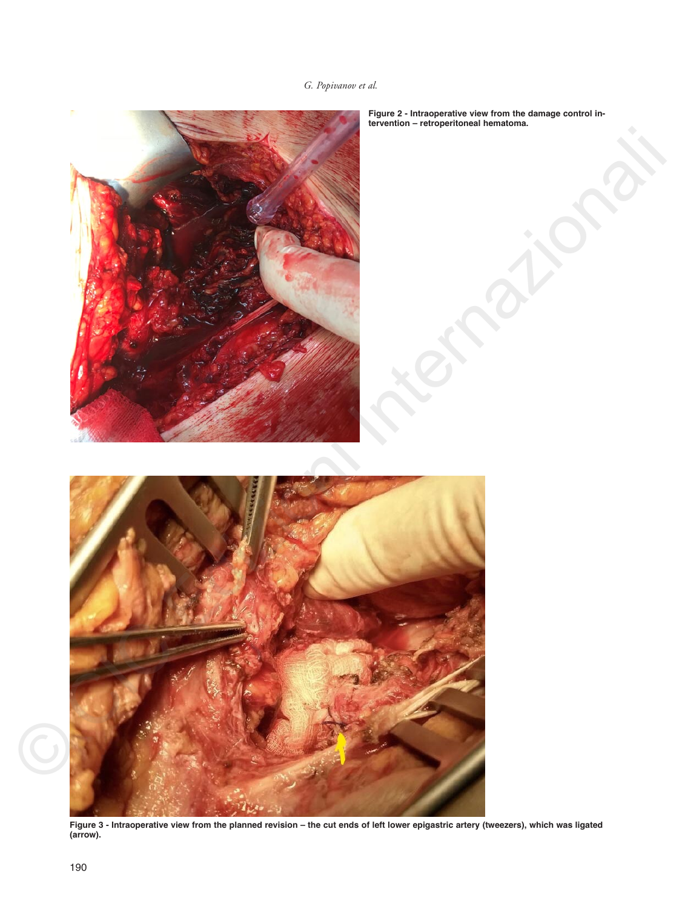Figure 2 - Intraoperative view from the damage control intervention – retroperitoneal hematoma.

Figure 3 - Intraoperative view from the planned revision – the cut ends of left lower epigastric artery (tweezers), which was ligated (arrow).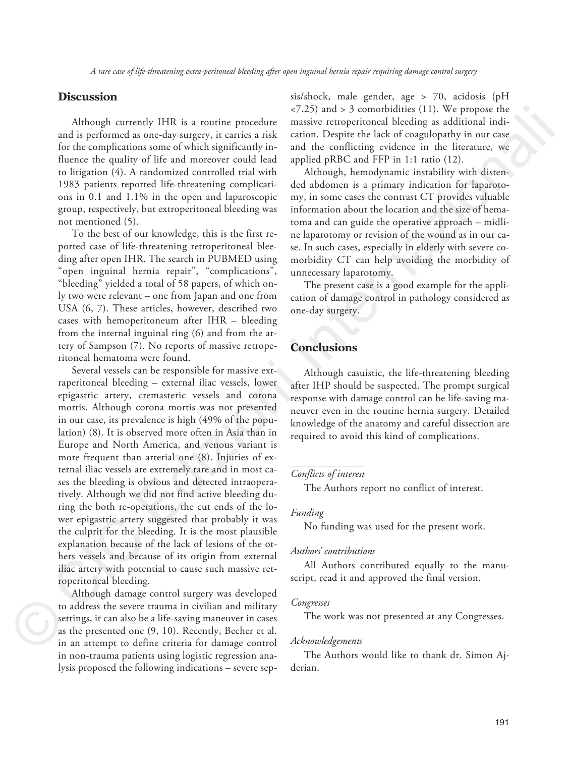## Discussion

Although currently IHR is a routine procedure and is performed as one-day surgery, it carries a risk for the complications some of which significantly influence the quality of life and moreover could lead to litigation (4). A randomized controlled trial with 1983 patients reported life-threatening complications in 0.1 and 1.1% in the open and laparoscopic group, respectively, but extroperitoneal bleeding was not mentioned (5).

To the best of our knowledge, this is the first reported case of life-threatening retroperitoneal bleeding after open IHR. The search in PUBMED using "open inguinal hernia repair", "complications", "bleeding" yielded a total of 58 papers, of which only two were relevant – one from Japan and one from USA (6, 7). These articles, however, described two cases with hemoperitoneum after IHR – bleeding from the internal inguinal ring (6) and from the artery of Sampson (7). No reports of massive retroperitoneal hematoma were found.

Several vessels can be responsible for massive extraperitoneal bleeding – external iliac vessels, lower epigastric artery, cremasteric vessels and corona mortis. Although corona mortis was not presented in our case, its prevalence is high (49% of the population) (8). It is observed more often in Asia than in Europe and North America, and venous variant is more frequent than arterial one (8). Injuries of external iliac vessels are extremely rare and in most cases the bleeding is obvious and detected intraoperatively. Although we did not find active bleeding during the both re-operations, the cut ends of the lower epigastric artery suggested that probably it was the culprit for the bleeding. It is the most plausible explanation because of the lack of lesions of the others vessels and because of its origin from external iliac artery with potential to cause such massive retroperitoneal bleeding.

Although damage control surgery was developed to address the severe trauma in civilian and military settings, it can also be a life-saving maneuver in cases as the presented one (9, 10). Recently, Becher et al. in an attempt to define criteria for damage control in non-trauma patients using logistic regression analysis proposed the following indications – severe sepsis/shock, male gender, age > 70, acidosis (pH <7.25) and > 3 comorbidities (11). We propose the massive retroperitoneal bleeding as additional indication. Despite the lack of coagulopathy in our case and the conflicting evidence in the literature, we applied pRBC and FFP in 1:1 ratio (12).

Although, hemodynamic instability with distended abdomen is a primary indication for laparotomy, in some cases the contrast CT provides valuable information about the location and the size of hematoma and can guide the operative approach – midline laparotomy or revision of the wound as in our case. In such cases, especially in elderly with severe comorbidity CT can help avoiding the morbidity of unnecessary laparotomy.

The present case is a good example for the application of damage control in pathology considered as one-day surgery.

## Conclusions

Although casuistic, the life-threatening bleeding after IHP should be suspected. The prompt surgical response with damage control can be life-saving maneuver even in the routine hernia surgery. Detailed knowledge of the anatomy and careful dissection are required to avoid this kind of complications.

*Conflicts of interest*

The Authors report no conflict of interest.

*Funding*

No funding was used for the present work.

*Authors' contributions*

All Authors contributed equally to the manuscript, read it and approved the final version.

*Congresses*

The work was not presented at any Congresses.

*Acknowledgements*

The Authors would like to thank dr. Simon Ajderian.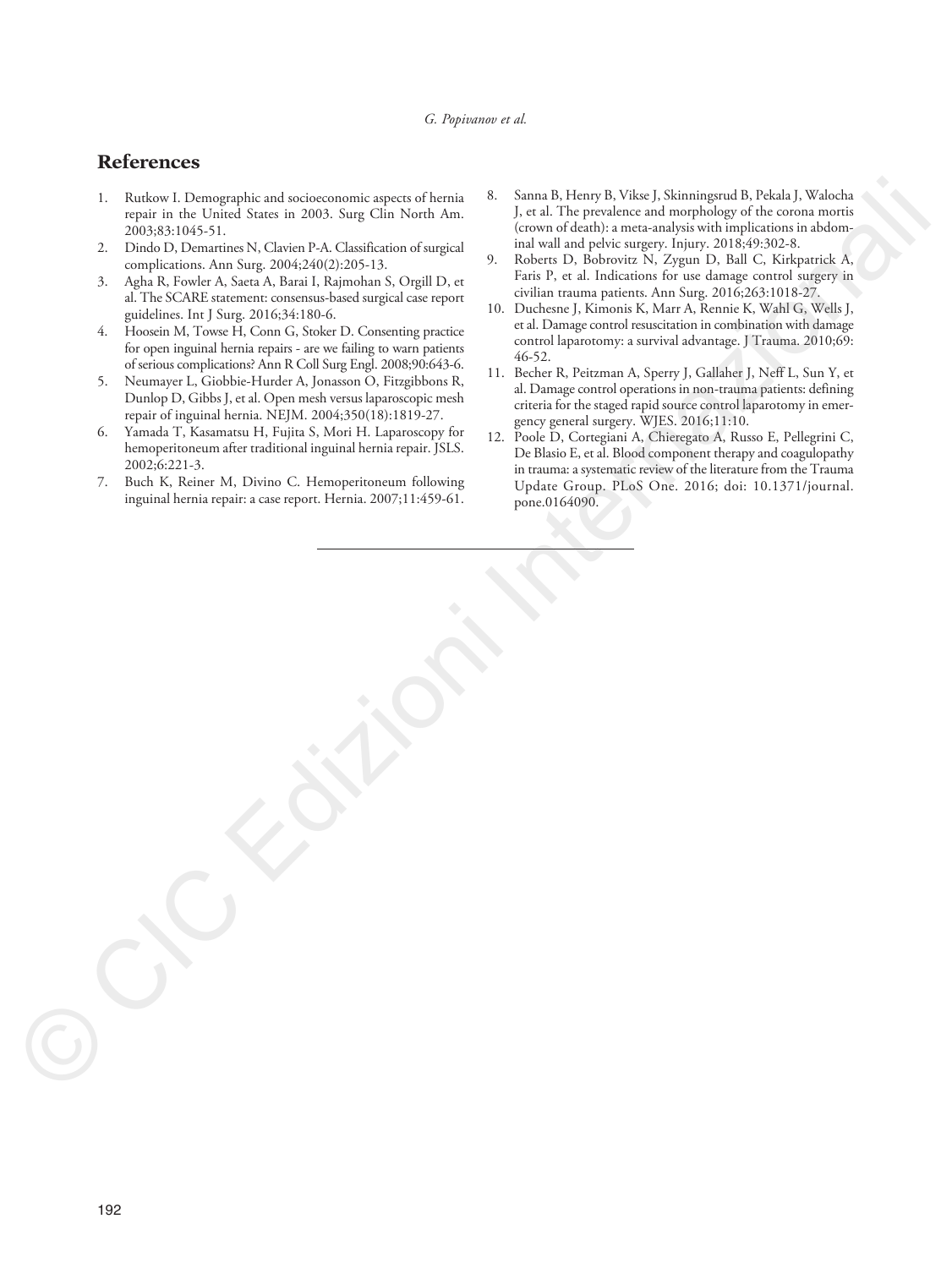## References

1. Rutkow I. Demographic and socioeconomic aspects of hernia repair in the United States in 2003. Surg Clin North Am. 2003;83:1045-51.
2. Dindo D, Demartines N, Clavien P-A. Classification of surgical complications. Ann Surg. 2004;240(2):205-13.
3. Agha R, Fowler A, Saeta A, Barai I, Rajmohan S, Orgill D, et al. The SCARE statement: consensus-based surgical case report guidelines. Int J Surg. 2016;34:180-6.
4. Hoosein M, Towse H, Conn G, Stoker D. Consenting practice for open inguinal hernia repairs - are we failing to warn patients of serious complications? Ann R Coll Surg Engl. 2008;90:643-6.
5. Neumayer L, Giobbie-Hurder A, Jonasson O, Fitzgibbons R, Dunlop D, Gibbs J, et al. Open mesh versus laparoscopic mesh repair of inguinal hernia. NEJM. 2004;350(18):1819-27.
6. Yamada T, Kasamatsu H, Fujita S, Mori H. Laparoscopy for hemoperitoneum after traditional inguinal hernia repair. JSLS. 2002;6:221-3.
7. Buch K, Reiner M, Divino C. Hemoperitoneum following inguinal hernia repair: a case report. Hernia. 2007;11:459-61.
8. Sanna B, Henry B, Vikse J, Skinningsrud B, Pekala J, Walocha J, et al. The prevalence and morphology of the corona mortis (crown of death): a meta-analysis with implications in abdominal wall and pelvic surgery. Injury. 2018;49:302-8.
9. Roberts D, Bobrovitz N, Zygun D, Ball C, Kirkpatrick A, Faris P, et al. Indications for use damage control surgery in civilian trauma patients. Ann Surg. 2016;263:1018-27.
10. Duchesne J, Kimonis K, Marr A, Rennie K, Wahl G, Wells J, et al. Damage control resuscitation in combination with damage control laparotomy: a survival advantage. J Trauma. 2010;69: 46-52.
11. Becher R, Peitzman A, Sperry J, Gallaher J, Neff L, Sun Y, et al. Damage control operations in non-trauma patients: defining criteria for the staged rapid source control laparotomy in emergency general surgery. WJES. 2016;11:10.
12. Poole D, Cortegiani A, Chieregato A, Russo E, Pellegrini C, De Blasio E, et al. Blood component therapy and coagulopathy in trauma: a systematic review of the literature from the Trauma Update Group. PLoS One. 2016; doi: 10.1371/journal.pone.0164090.